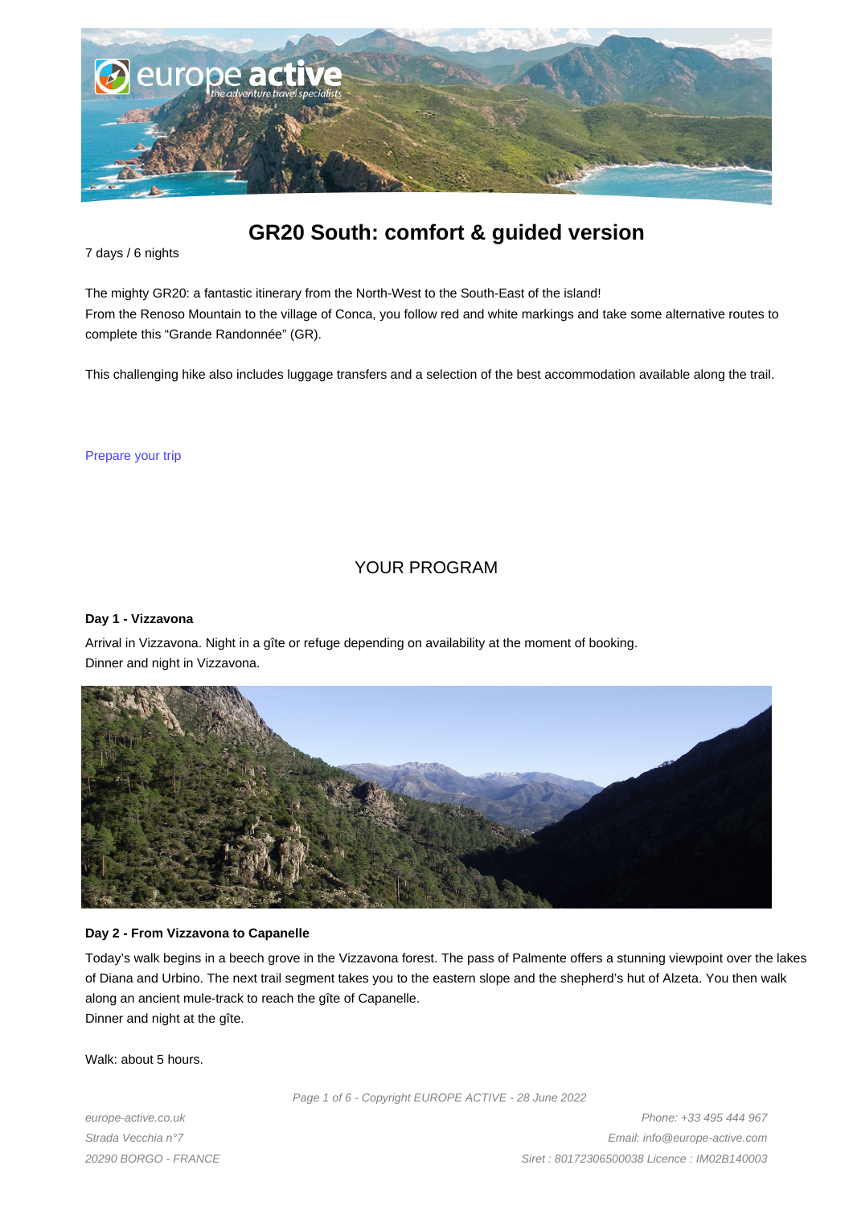# GR20 South: comfort & guided version

7 days / 6 nights

The mighty GR20: a fantastic itinerary from the North-West to the South-East of the island!
From the Renoso Mountain to the village of Conca, you follow red and white markings and take some alternative routes to complete this "Grande Randonnée" (GR).

This challenging hike also includes luggage transfers and a selection of the best accommodation available along the trail.

Prepare your trip

## YOUR PROGRAM

**Day 1 - Vizzavona**

Arrival in Vizzavona. Night in a gîte or refuge depending on availability at the moment of booking.
Dinner and night in Vizzavona.

**Day 2 - From Vizzavona to Capanelle**

Today's walk begins in a beech grove in the Vizzavona forest. The pass of Palmente offers a stunning viewpoint over the lakes of Diana and Urbino. The next trail segment takes you to the eastern slope and the shepherd's hut of Alzeta. You then walk along an ancient mule-track to reach the gîte of Capanelle.
Dinner and night at the gîte.

Walk: about 5 hours.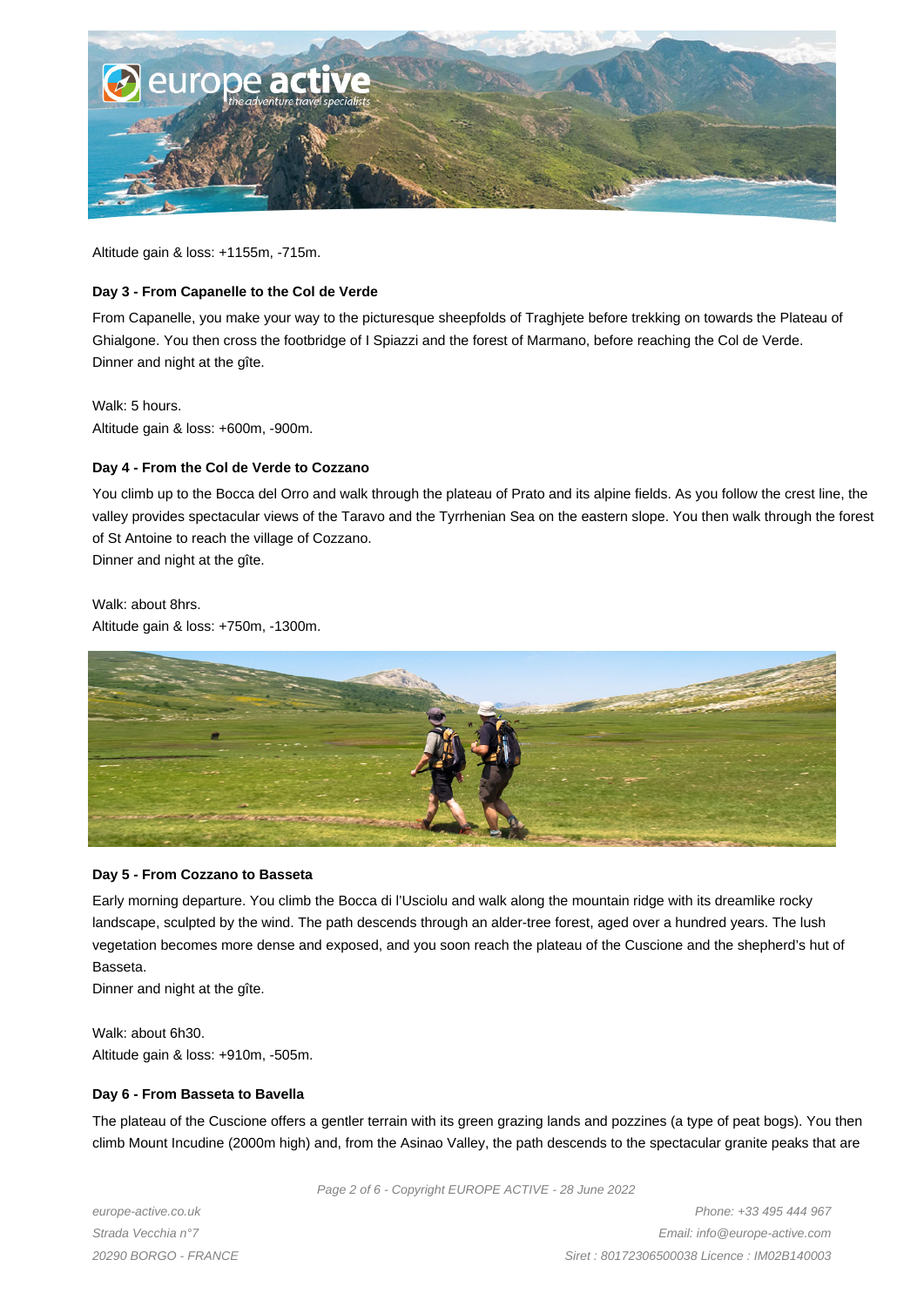Altitude gain & loss: +1155m, -715m.

### Day 3 - From Capanelle to the Col de Verde

From Capanelle, you make your way to the picturesque sheepfolds of Traghjete before trekking on towards the Plateau of Ghialgone. You then cross the footbridge of I Spiazzi and the forest of Marmano, before reaching the Col de Verde.
Dinner and night at the gîte.

Walk: 5 hours.
Altitude gain & loss: +600m, -900m.

### Day 4 - From the Col de Verde to Cozzano

You climb up to the Bocca del Orro and walk through the plateau of Prato and its alpine fields. As you follow the crest line, the valley provides spectacular views of the Taravo and the Tyrrhenian Sea on the eastern slope. You then walk through the forest of St Antoine to reach the village of Cozzano.
Dinner and night at the gîte.

Walk: about 8hrs.
Altitude gain & loss: +750m, -1300m.

### Day 5 - From Cozzano to Basseta

Early morning departure. You climb the Bocca di l'Usciolu and walk along the mountain ridge with its dreamlike rocky landscape, sculpted by the wind. The path descends through an alder-tree forest, aged over a hundred years. The lush vegetation becomes more dense and exposed, and you soon reach the plateau of the Cuscione and the shepherd's hut of Basseta.
Dinner and night at the gîte.

Walk: about 6h30.
Altitude gain & loss: +910m, -505m.

### Day 6 - From Basseta to Bavella

The plateau of the Cuscione offers a gentler terrain with its green grazing lands and pozzines (a type of peat bogs). You then climb Mount Incudine (2000m high) and, from the Asinao Valley, the path descends to the spectacular granite peaks that are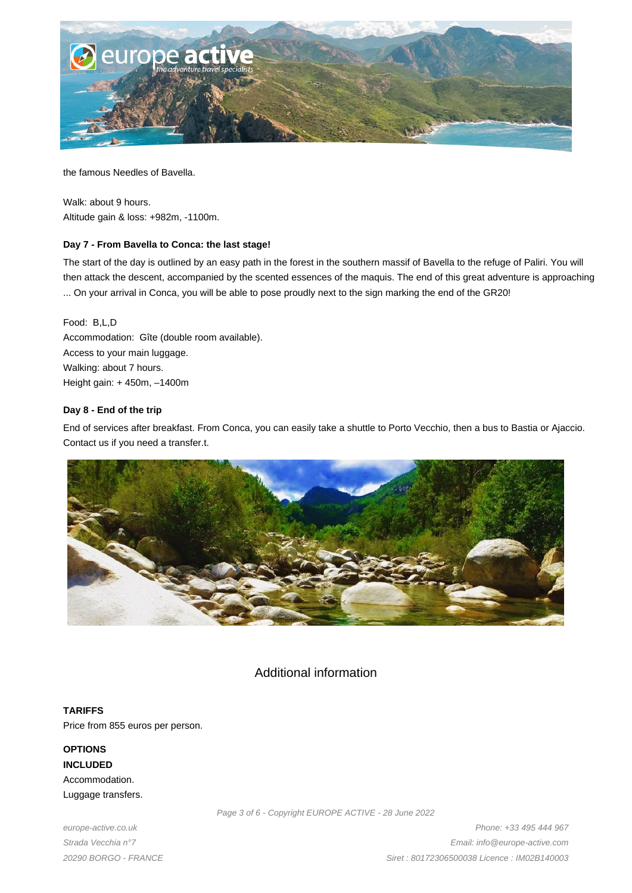the famous Needles of Bavella.

Walk: about 9 hours.
Altitude gain & loss: +982m, -1100m.

**Day 7 - From Bavella to Conca: the last stage!**

The start of the day is outlined by an easy path in the forest in the southern massif of Bavella to the refuge of Paliri. You will then attack the descent, accompanied by the scented essences of the maquis. The end of this great adventure is approaching ... On your arrival in Conca, you will be able to pose proudly next to the sign marking the end of the GR20!

Food: B,L,D
Accommodation: Gîte (double room available).
Access to your main luggage.
Walking: about 7 hours.
Height gain: + 450m, –1400m

**Day 8 - End of the trip**

End of services after breakfast. From Conca, you can easily take a shuttle to Porto Vecchio, then a bus to Bastia or Ajaccio. Contact us if you need a transfer.t.

## Additional information

**TARIFFS**
Price from 855 euros per person.

**OPTIONS**
**INCLUDED**
Accommodation.
Luggage transfers.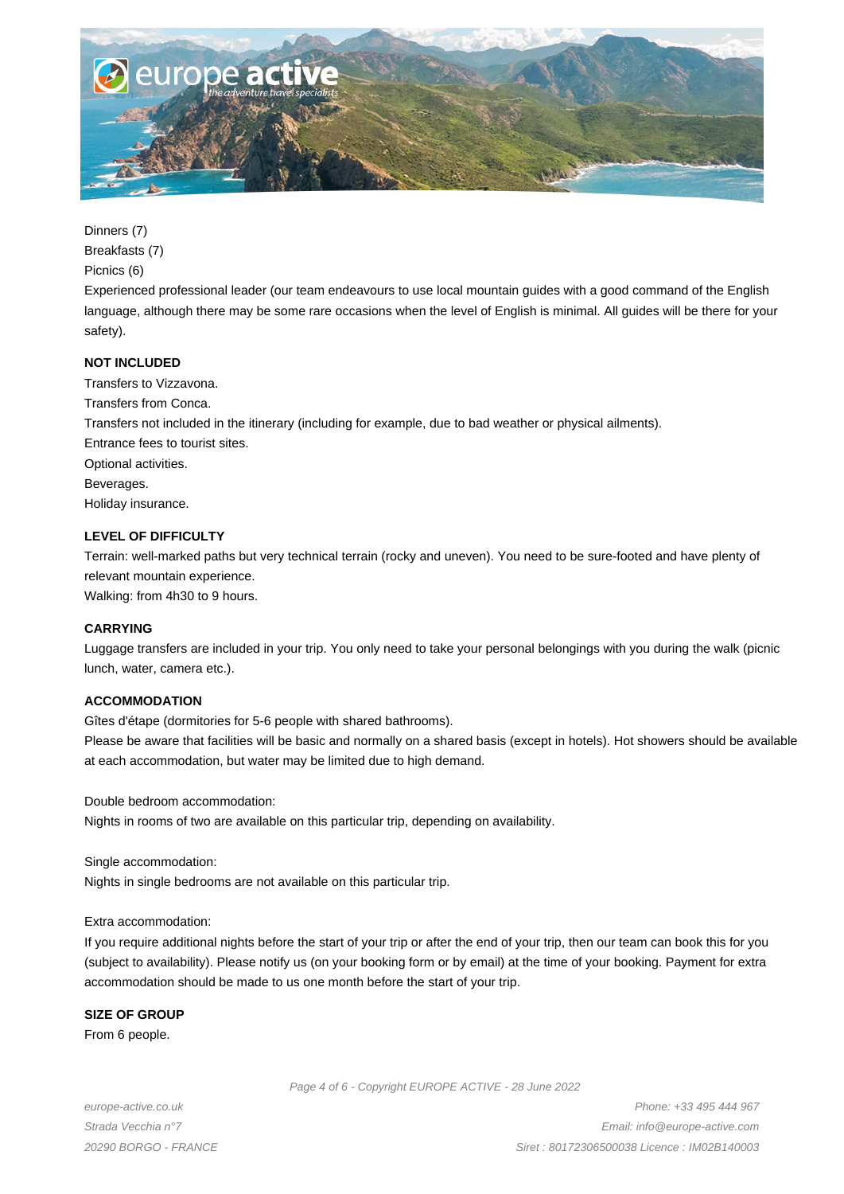Dinners (7)

Breakfasts (7)

Picnics (6)

Experienced professional leader (our team endeavours to use local mountain guides with a good command of the English language, although there may be some rare occasions when the level of English is minimal. All guides will be there for your safety).

**NOT INCLUDED**

Transfers to Vizzavona.

Transfers from Conca.

Transfers not included in the itinerary (including for example, due to bad weather or physical ailments).

Entrance fees to tourist sites.

Optional activities.

Beverages.

Holiday insurance.

**LEVEL OF DIFFICULTY**

Terrain: well-marked paths but very technical terrain (rocky and uneven). You need to be sure-footed and have plenty of relevant mountain experience.

Walking: from 4h30 to 9 hours.

**CARRYING**

Luggage transfers are included in your trip. You only need to take your personal belongings with you during the walk (picnic lunch, water, camera etc.).

**ACCOMMODATION**

Gîtes d'étape (dormitories for 5-6 people with shared bathrooms).

Please be aware that facilities will be basic and normally on a shared basis (except in hotels). Hot showers should be available at each accommodation, but water may be limited due to high demand.

Double bedroom accommodation:

Nights in rooms of two are available on this particular trip, depending on availability.

Single accommodation:

Nights in single bedrooms are not available on this particular trip.

Extra accommodation:

If you require additional nights before the start of your trip or after the end of your trip, then our team can book this for you (subject to availability). Please notify us (on your booking form or by email) at the time of your booking. Payment for extra accommodation should be made to us one month before the start of your trip.

**SIZE OF GROUP**

From 6 people.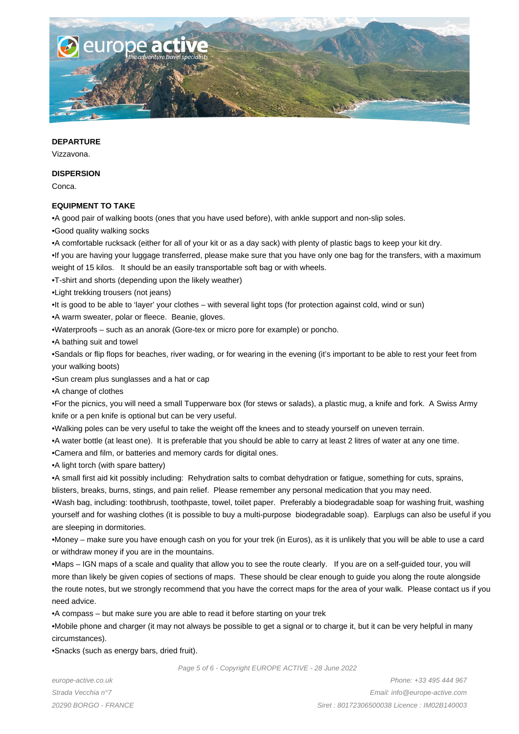**DEPARTURE**

Vizzavona.

**DISPERSION**

Conca.

**EQUIPMENT TO TAKE**

•A good pair of walking boots (ones that you have used before), with ankle support and non-slip soles.

•Good quality walking socks

•A comfortable rucksack (either for all of your kit or as a day sack) with plenty of plastic bags to keep your kit dry.

•If you are having your luggage transferred, please make sure that you have only one bag for the transfers, with a maximum weight of 15 kilos. It should be an easily transportable soft bag or with wheels.

•T-shirt and shorts (depending upon the likely weather)

•Light trekking trousers (not jeans)

•It is good to be able to 'layer' your clothes – with several light tops (for protection against cold, wind or sun)

•A warm sweater, polar or fleece. Beanie, gloves.

•Waterproofs – such as an anorak (Gore-tex or micro pore for example) or poncho.

•A bathing suit and towel

•Sandals or flip flops for beaches, river wading, or for wearing in the evening (it's important to be able to rest your feet from your walking boots)

•Sun cream plus sunglasses and a hat or cap

•A change of clothes

•For the picnics, you will need a small Tupperware box (for stews or salads), a plastic mug, a knife and fork. A Swiss Army knife or a pen knife is optional but can be very useful.

•Walking poles can be very useful to take the weight off the knees and to steady yourself on uneven terrain.

•A water bottle (at least one). It is preferable that you should be able to carry at least 2 litres of water at any one time.

•Camera and film, or batteries and memory cards for digital ones.

•A light torch (with spare battery)

•A small first aid kit possibly including: Rehydration salts to combat dehydration or fatigue, something for cuts, sprains, blisters, breaks, burns, stings, and pain relief. Please remember any personal medication that you may need.

•Wash bag, including: toothbrush, toothpaste, towel, toilet paper. Preferably a biodegradable soap for washing fruit, washing yourself and for washing clothes (it is possible to buy a multi-purpose biodegradable soap). Earplugs can also be useful if you are sleeping in dormitories.

•Money – make sure you have enough cash on you for your trek (in Euros), as it is unlikely that you will be able to use a card or withdraw money if you are in the mountains.

•Maps – IGN maps of a scale and quality that allow you to see the route clearly. If you are on a self-guided tour, you will more than likely be given copies of sections of maps. These should be clear enough to guide you along the route alongside the route notes, but we strongly recommend that you have the correct maps for the area of your walk. Please contact us if you need advice.

•A compass – but make sure you are able to read it before starting on your trek

•Mobile phone and charger (it may not always be possible to get a signal or to charge it, but it can be very helpful in many circumstances).

•Snacks (such as energy bars, dried fruit).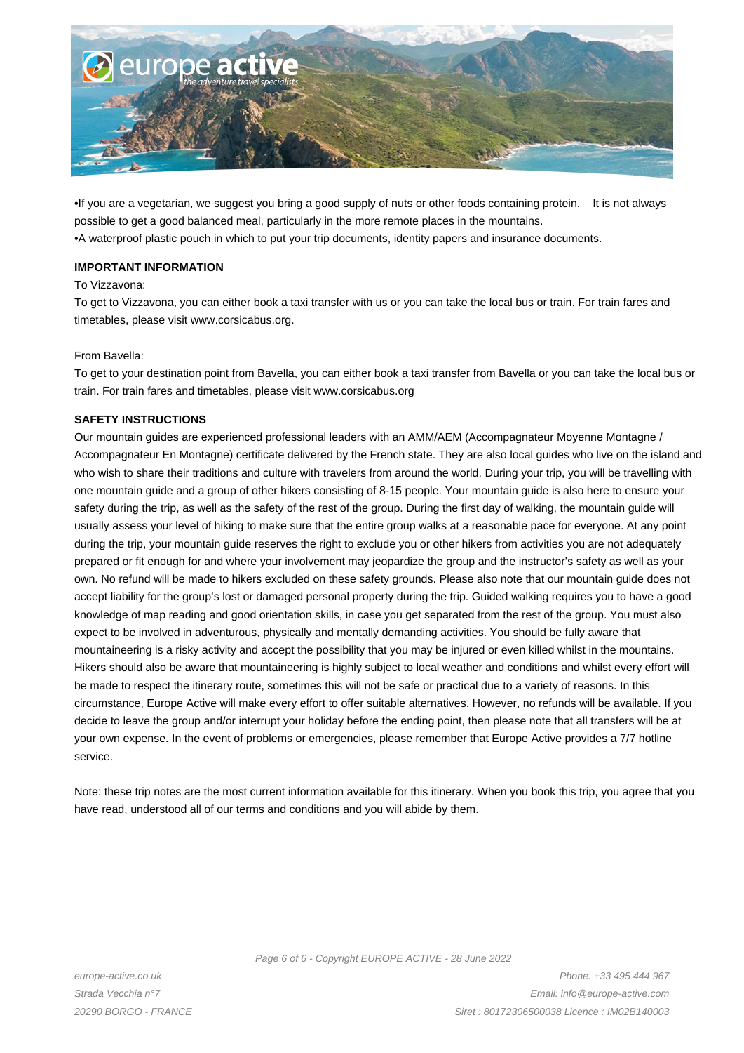•If you are a vegetarian, we suggest you bring a good supply of nuts or other foods containing protein. It is not always possible to get a good balanced meal, particularly in the more remote places in the mountains.
•A waterproof plastic pouch in which to put your trip documents, identity papers and insurance documents.

**IMPORTANT INFORMATION**

To Vizzavona:

To get to Vizzavona, you can either book a taxi transfer with us or you can take the local bus or train. For train fares and timetables, please visit www.corsicabus.org.

From Bavella:

To get to your destination point from Bavella, you can either book a taxi transfer from Bavella or you can take the local bus or train. For train fares and timetables, please visit www.corsicabus.org

**SAFETY INSTRUCTIONS**

Our mountain guides are experienced professional leaders with an AMM/AEM (Accompagnateur Moyenne Montagne / Accompagnateur En Montagne) certificate delivered by the French state. They are also local guides who live on the island and who wish to share their traditions and culture with travelers from around the world. During your trip, you will be travelling with one mountain guide and a group of other hikers consisting of 8-15 people. Your mountain guide is also here to ensure your safety during the trip, as well as the safety of the rest of the group. During the first day of walking, the mountain guide will usually assess your level of hiking to make sure that the entire group walks at a reasonable pace for everyone. At any point during the trip, your mountain guide reserves the right to exclude you or other hikers from activities you are not adequately prepared or fit enough for and where your involvement may jeopardize the group and the instructor's safety as well as your own. No refund will be made to hikers excluded on these safety grounds. Please also note that our mountain guide does not accept liability for the group's lost or damaged personal property during the trip. Guided walking requires you to have a good knowledge of map reading and good orientation skills, in case you get separated from the rest of the group. You must also expect to be involved in adventurous, physically and mentally demanding activities. You should be fully aware that mountaineering is a risky activity and accept the possibility that you may be injured or even killed whilst in the mountains. Hikers should also be aware that mountaineering is highly subject to local weather and conditions and whilst every effort will be made to respect the itinerary route, sometimes this will not be safe or practical due to a variety of reasons. In this circumstance, Europe Active will make every effort to offer suitable alternatives. However, no refunds will be available. If you decide to leave the group and/or interrupt your holiday before the ending point, then please note that all transfers will be at your own expense. In the event of problems or emergencies, please remember that Europe Active provides a 7/7 hotline service.

Note: these trip notes are the most current information available for this itinerary. When you book this trip, you agree that you have read, understood all of our terms and conditions and you will abide by them.